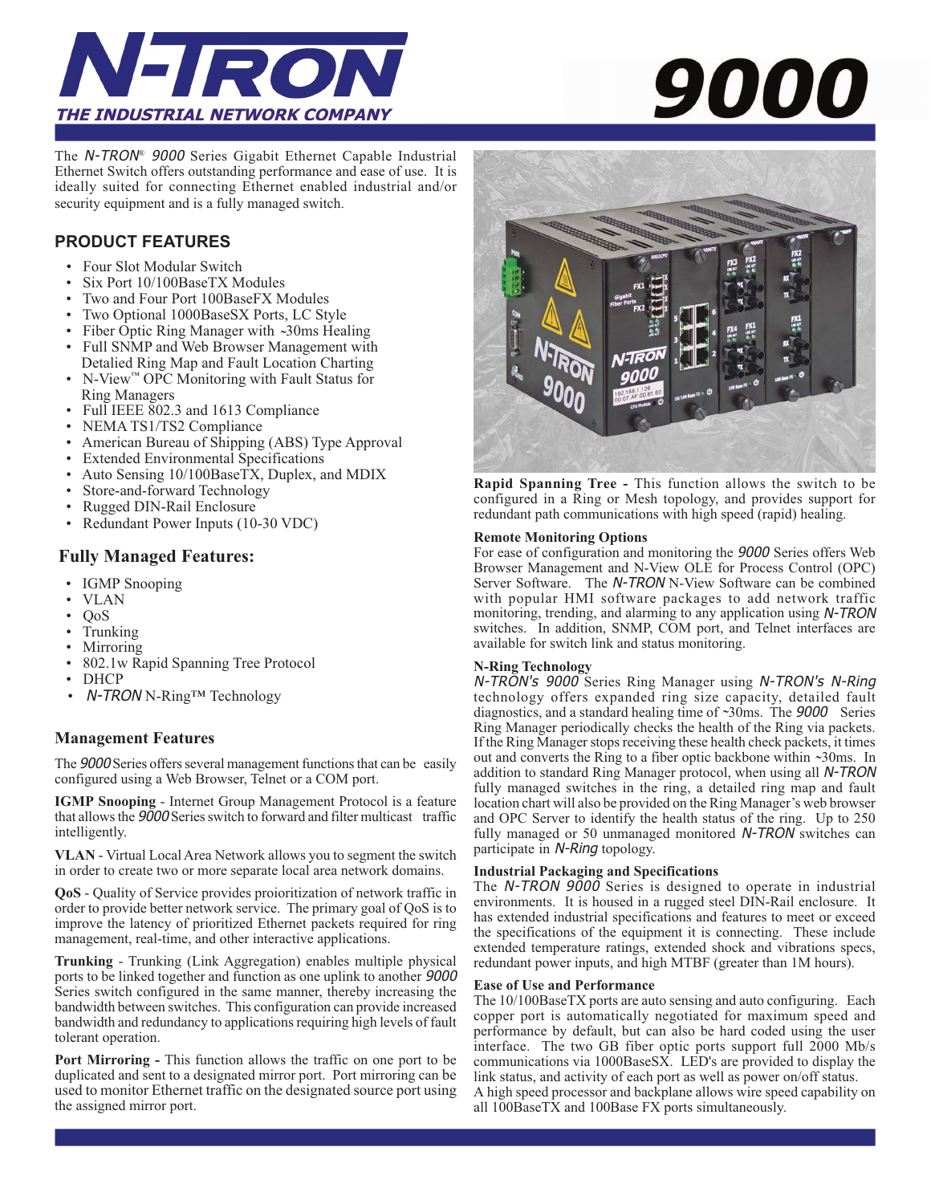# N-TRON

THE INDUSTRIAL NETWORK COMPANY

# 9000

The *N-TRON*® *9000* Series Gigabit Ethernet Capable Industrial Ethernet Switch offers outstanding performance and ease of use. It is ideally suited for connecting Ethernet enabled industrial and/or security equipment and is a fully managed switch.

## PRODUCT FEATURES

- Four Slot Modular Switch
- Six Port 10/100BaseTX Modules
- Two and Four Port 100BaseFX Modules
- Two Optional 1000BaseSX Ports, LC Style
- Fiber Optic Ring Manager with ~30ms Healing
- Full SNMP and Web Browser Management with Detalied Ring Map and Fault Location Charting
- N-View™ OPC Monitoring with Fault Status for Ring Managers
- Full IEEE 802.3 and 1613 Compliance
- NEMA TS1/TS2 Compliance
- American Bureau of Shipping (ABS) Type Approval
- Extended Environmental Specifications
- Auto Sensing 10/100BaseTX, Duplex, and MDIX
- Store-and-forward Technology
- Rugged DIN-Rail Enclosure
- Redundant Power Inputs (10-30 VDC)

## Fully Managed Features:

- IGMP Snooping
- VLAN
- QoS
- Trunking
- Mirroring
- 802.1w Rapid Spanning Tree Protocol
- DHCP
- *N-TRON* N-Ring™ Technology

## Management Features

The *9000* Series offers several management functions that can be easily configured using a Web Browser, Telnet or a COM port.

**IGMP Snooping** - Internet Group Management Protocol is a feature that allows the *9000* Series switch to forward and filter multicast traffic intelligently.

**VLAN** - Virtual Local Area Network allows you to segment the switch in order to create two or more separate local area network domains.

**QoS** - Quality of Service provides proioritization of network traffic in order to provide better network service. The primary goal of QoS is to improve the latency of prioritized Ethernet packets required for ring management, real-time, and other interactive applications.

**Trunking** - Trunking (Link Aggregation) enables multiple physical ports to be linked together and function as one uplink to another *9000* Series switch configured in the same manner, thereby increasing the bandwidth between switches. This configuration can provide increased bandwidth and redundancy to applications requiring high levels of fault tolerant operation.

**Port Mirroring -** This function allows the traffic on one port to be duplicated and sent to a designated mirror port. Port mirroring can be used to monitor Ethernet traffic on the designated source port using the assigned mirror port.

**Rapid Spanning Tree -** This function allows the switch to be configured in a Ring or Mesh topology, and provides support for redundant path communications with high speed (rapid) healing.

### Remote Monitoring Options

For ease of configuration and monitoring the *9000* Series offers Web Browser Management and N-View OLE for Process Control (OPC) Server Software. The *N-TRON* N-View Software can be combined with popular HMI software packages to add network traffic monitoring, trending, and alarming to any application using *N-TRON* switches. In addition, SNMP, COM port, and Telnet interfaces are available for switch link and status monitoring.

### N-Ring Technology

*N-TRON's 9000* Series Ring Manager using *N-TRON's N-Ring* technology offers expanded ring size capacity, detailed fault diagnostics, and a standard healing time of ~30ms. The *9000* Series Ring Manager periodically checks the health of the Ring via packets. If the Ring Manager stops receiving these health check packets, it times out and converts the Ring to a fiber optic backbone within ~30ms. In addition to standard Ring Manager protocol, when using all *N-TRON* fully managed switches in the ring, a detailed ring map and fault location chart will also be provided on the Ring Manager's web browser and OPC Server to identify the health status of the ring. Up to 250 fully managed or 50 unmanaged monitored *N-TRON* switches can participate in *N-Ring* topology.

### Industrial Packaging and Specifications

The *N-TRON 9000* Series is designed to operate in industrial environments. It is housed in a rugged steel DIN-Rail enclosure. It has extended industrial specifications and features to meet or exceed the specifications of the equipment it is connecting. These include extended temperature ratings, extended shock and vibrations specs, redundant power inputs, and high MTBF (greater than 1M hours).

### Ease of Use and Performance

The 10/100BaseTX ports are auto sensing and auto configuring. Each copper port is automatically negotiated for maximum speed and performance by default, but can also be hard coded using the user interface. The two GB fiber optic ports support full 2000 Mb/s communications via 1000BaseSX. LED's are provided to display the link status, and activity of each port as well as power on/off status. A high speed processor and backplane allows wire speed capability on all 100BaseTX and 100Base FX ports simultaneously.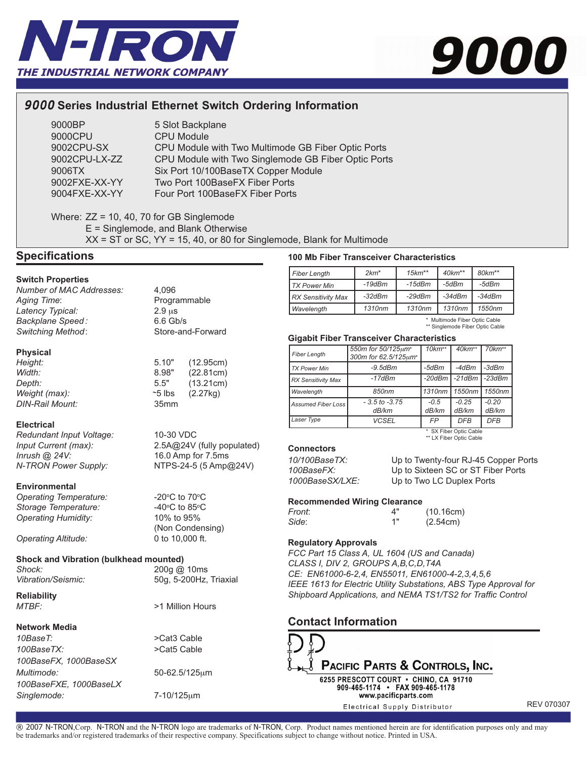# N-TRON THE INDUSTRIAL NETWORK COMPANY — 9000

## 9000 Series Industrial Ethernet Switch Ordering Information

| | |
|---|---|
| 9000BP | 5 Slot Backplane |
| 9000CPU | CPU Module |
| 9002CPU-SX | CPU Module with Two Multimode GB Fiber Optic Ports |
| 9002CPU-LX-ZZ | CPU Module with Two Singlemode GB Fiber Optic Ports |
| 9006TX | Six Port 10/100BaseTX Copper Module |
| 9002FXE-XX-YY | Two Port 100BaseFX Fiber Ports |
| 9004FXE-XX-YY | Four Port 100BaseFX Fiber Ports |

Where: ZZ = 10, 40, 70 for GB Singlemode
E = Singlemode, and Blank Otherwise
XX = ST or SC, YY = 15, 40, or 80 for Singlemode, Blank for Multimode

## Specifications

### Switch Properties

| | |
|---|---|
| *Number of MAC Addresses:* | 4,096 |
| *Aging Time:* | Programmable |
| *Latency Typical:* | 2.9 µs |
| *Backplane Speed:* | 6.6 Gb/s |
| *Switching Method:* | Store-and-Forward |

### Physical

| | | |
|---|---|---|
| *Height:* | 5.10" | (12.95cm) |
| *Width:* | 8.98" | (22.81cm) |
| *Depth:* | 5.5" | (13.21cm) |
| *Weight (max):* | ~5 lbs | (2.27kg) |
| *DIN-Rail Mount:* | 35mm | |

### Electrical

| | |
|---|---|
| *Redundant Input Voltage:* | 10-30 VDC |
| *Input Current (max):* | 2.5A@24V (fully populated) |
| *Inrush @ 24V:* | 16.0 Amp for 7.5ms |
| *N-TRON Power Supply:* | NTPS-24-5 (5 Amp@24V) |

### Environmental

| | |
|---|---|
| *Operating Temperature:* | -20°C to 70°C |
| *Storage Temperature:* | -40°C to 85°C |
| *Operating Humidity:* | 10% to 95% (Non Condensing) |
| *Operating Altitude:* | 0 to 10,000 ft. |

### Shock and Vibration (bulkhead mounted)

| | |
|---|---|
| *Shock:* | 200g @ 10ms |
| *Vibration/Seismic:* | 50g, 5-200Hz, Triaxial |

### Reliability

| | |
|---|---|
| *MTBF:* | >1 Million Hours |

### Network Media

| | |
|---|---|
| *10BaseT:* | >Cat3 Cable |
| *100BaseTX:* | >Cat5 Cable |
| *100BaseFX, 1000BaseSX Multimode:* | 50-62.5/125µm |
| *100BaseFXE, 1000BaseLX Singlemode:* | 7-10/125µm |

### 100 Mb Fiber Transceiver Characteristics

| *Fiber Length* | *2km** | *15km*** | *40km*** | *80km*** |
|---|---|---|---|---|
| *TX Power Min* | -19dBm | -15dBm | -5dBm | -5dBm |
| *RX Sensitivity Max* | -32dBm | -29dBm | -34dBm | -34dBm |
| *Wavelength* | 1310nm | 1310nm | 1310nm | 1550nm |

\* Multimode Fiber Optic Cable
\*\* Singlemode Fiber Optic Cable

### Gigabit Fiber Transceiver Characteristics

| *Fiber Length* | *550m for 50/125µm* 300m for 62.5/125µm** | *10km*** | *40km*** | *70km*** |
|---|---|---|---|---|
| *TX Power Min* | -9.5dBm | -5dBm | -4dBm | -3dBm |
| *RX Sensitivity Max* | -17dBm | -20dBm | -21dBm | -23dBm |
| *Wavelength* | 850nm | 1310nm | 1550nm | 1550nm |
| *Assumed Fiber Loss* | - 3.5 to -3.75 dB/km | -0.5 dB/km | -0.25 dB/km | -0.20 dB/km |
| *Laser Type* | VCSEL | FP | DFB | DFB |

\* SX Fiber Optic Cable
\*\* LX Fiber Optic Cable

### Connectors

| | |
|---|---|
| *10/100BaseTX:* | Up to Twenty-four RJ-45 Copper Ports |
| *100BaseFX:* | Up to Sixteen SC or ST Fiber Ports |
| *1000BaseSX/LXE:* | Up to Two LC Duplex Ports |

### Recommended Wiring Clearance

| | | |
|---|---|---|
| *Front:* | 4" | (10.16cm) |
| *Side:* | 1" | (2.54cm) |

### Regulatory Approvals

*FCC Part 15 Class A, UL 1604 (US and Canada)*
*CLASS I, DIV 2, GROUPS A,B,C,D,T4A*
*CE: EN61000-6-2,4, EN55011, EN61000-4-2,3,4,5,6*
*IEEE 1613 for Electric Utility Substations, ABS Type Approval for Shipboard Applications, and NEMA TS1/TS2 for Traffic Control*

## Contact Information

**PACIFIC PARTS & CONTROLS, INC.**
6255 PRESCOTT COURT • CHINO, CA 91710
909-465-1174 • FAX 909-465-1178
www.pacificparts.com
Electrical Supply Distributor

REV 070307

® 2007 N-TRON,Corp. N-TRON and the N-TRON logo are trademarks of N-TRON, Corp. Product names mentioned herein are for identification purposes only and may be trademarks and/or registered trademarks of their respective company. Specifications subject to change without notice. Printed in USA.